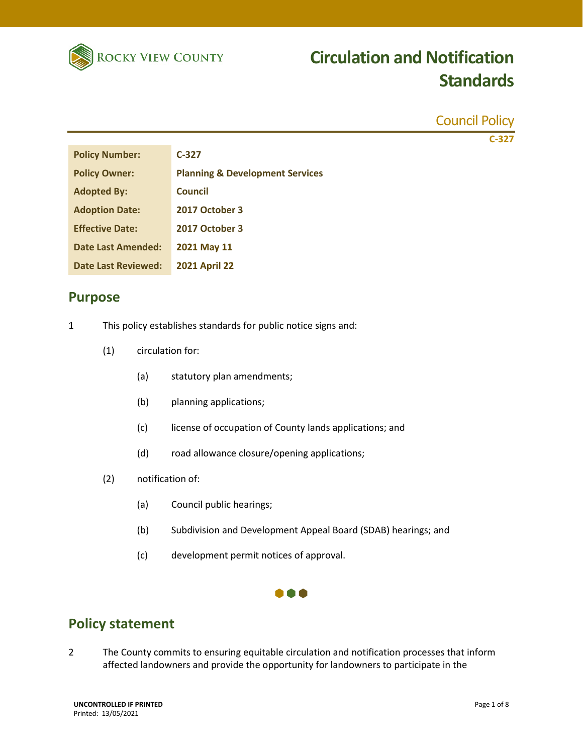Rocky View County

# Circulation and Notification Standards

Council Policy

C-327

| Policy Number: | C-327 |
|---|---|
| Policy Owner: | Planning & Development Services |
| Adopted By: | Council |
| Adoption Date: | 2017 October 3 |
| Effective Date: | 2017 October 3 |
| Date Last Amended: | 2021 May 11 |
| Date Last Reviewed: | 2021 April 22 |

## Purpose

1 This policy establishes standards for public notice signs and:

- (1) circulation for:
  - (a) statutory plan amendments;
  - (b) planning applications;
  - (c) license of occupation of County lands applications; and
  - (d) road allowance closure/opening applications;
- (2) notification of:
  - (a) Council public hearings;
  - (b) Subdivision and Development Appeal Board (SDAB) hearings; and
  - (c) development permit notices of approval.

## Policy statement

2 The County commits to ensuring equitable circulation and notification processes that inform affected landowners and provide the opportunity for landowners to participate in the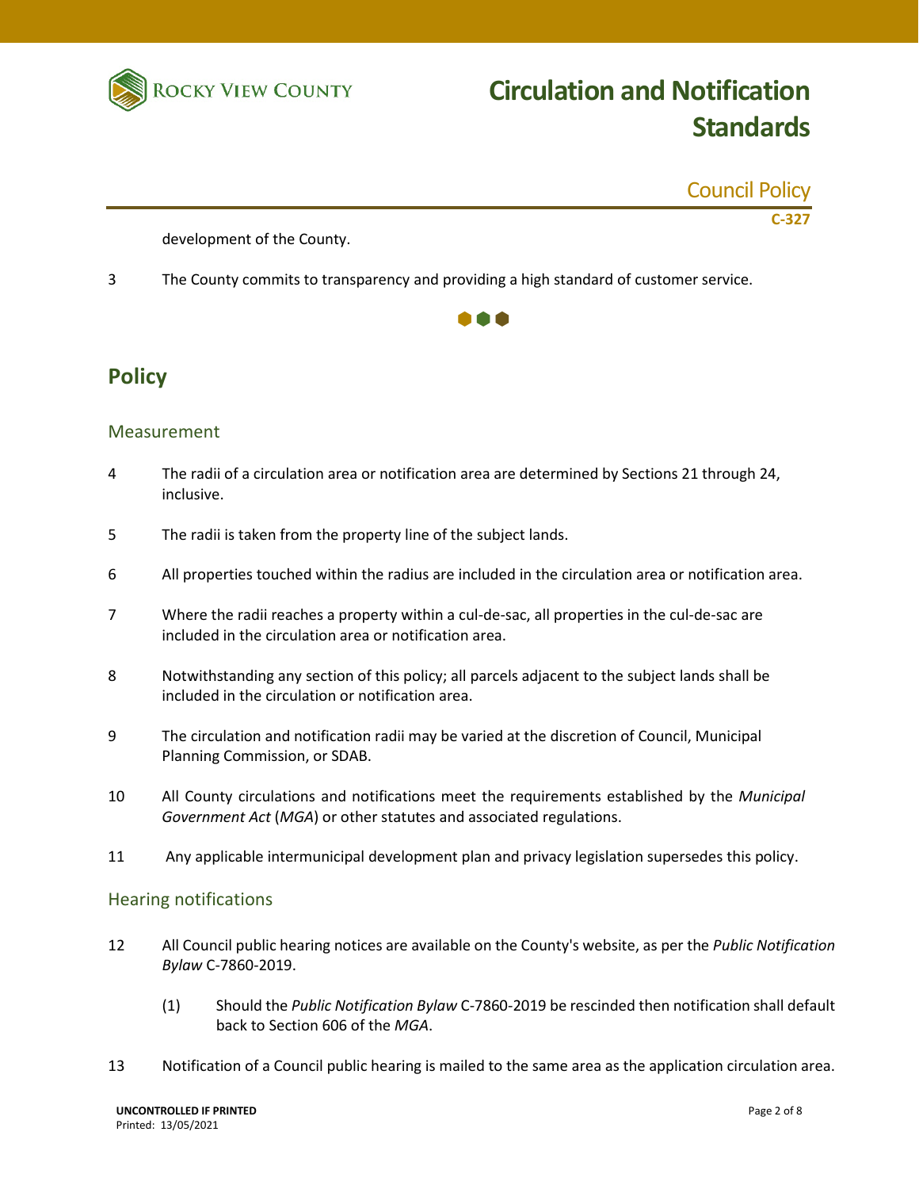development of the County.

3 The County commits to transparency and providing a high standard of customer service.

## Policy

### Measurement

4 The radii of a circulation area or notification area are determined by Sections 21 through 24, inclusive.

5 The radii is taken from the property line of the subject lands.

6 All properties touched within the radius are included in the circulation area or notification area.

7 Where the radii reaches a property within a cul-de-sac, all properties in the cul-de-sac are included in the circulation area or notification area.

8 Notwithstanding any section of this policy; all parcels adjacent to the subject lands shall be included in the circulation or notification area.

9 The circulation and notification radii may be varied at the discretion of Council, Municipal Planning Commission, or SDAB.

10 All County circulations and notifications meet the requirements established by the *Municipal Government Act* (*MGA*) or other statutes and associated regulations.

11 Any applicable intermunicipal development plan and privacy legislation supersedes this policy.

### Hearing notifications

12 All Council public hearing notices are available on the County's website, as per the *Public Notification Bylaw* C-7860-2019.

(1) Should the *Public Notification Bylaw* C-7860-2019 be rescinded then notification shall default back to Section 606 of the *MGA*.

13 Notification of a Council public hearing is mailed to the same area as the application circulation area.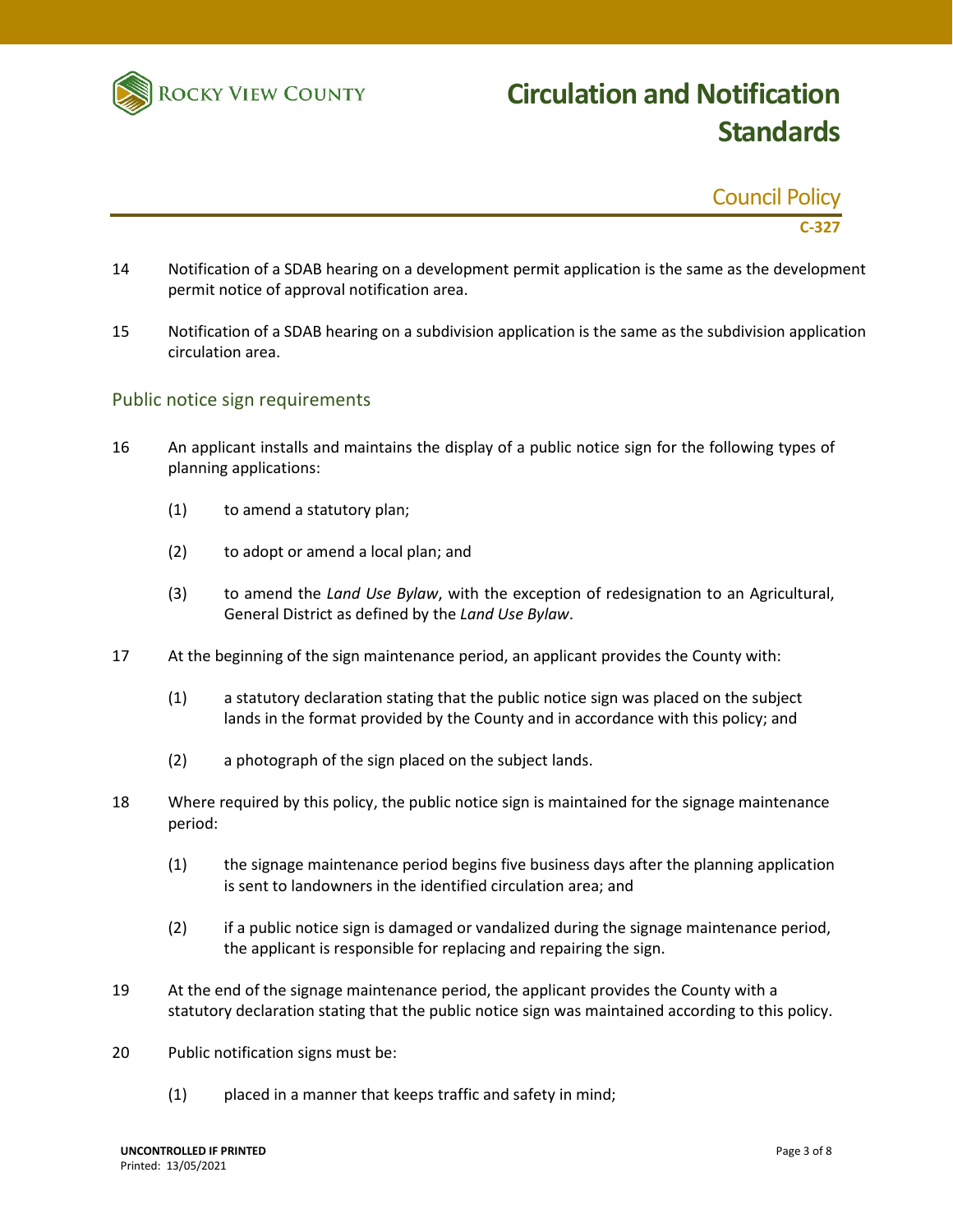14 Notification of a SDAB hearing on a development permit application is the same as the development permit notice of approval notification area.

15 Notification of a SDAB hearing on a subdivision application is the same as the subdivision application circulation area.

## Public notice sign requirements

16 An applicant installs and maintains the display of a public notice sign for the following types of planning applications:

(1) to amend a statutory plan;

(2) to adopt or amend a local plan; and

(3) to amend the *Land Use Bylaw*, with the exception of redesignation to an Agricultural, General District as defined by the *Land Use Bylaw*.

17 At the beginning of the sign maintenance period, an applicant provides the County with:

(1) a statutory declaration stating that the public notice sign was placed on the subject lands in the format provided by the County and in accordance with this policy; and

(2) a photograph of the sign placed on the subject lands.

18 Where required by this policy, the public notice sign is maintained for the signage maintenance period:

(1) the signage maintenance period begins five business days after the planning application is sent to landowners in the identified circulation area; and

(2) if a public notice sign is damaged or vandalized during the signage maintenance period, the applicant is responsible for replacing and repairing the sign.

19 At the end of the signage maintenance period, the applicant provides the County with a statutory declaration stating that the public notice sign was maintained according to this policy.

20 Public notification signs must be:

(1) placed in a manner that keeps traffic and safety in mind;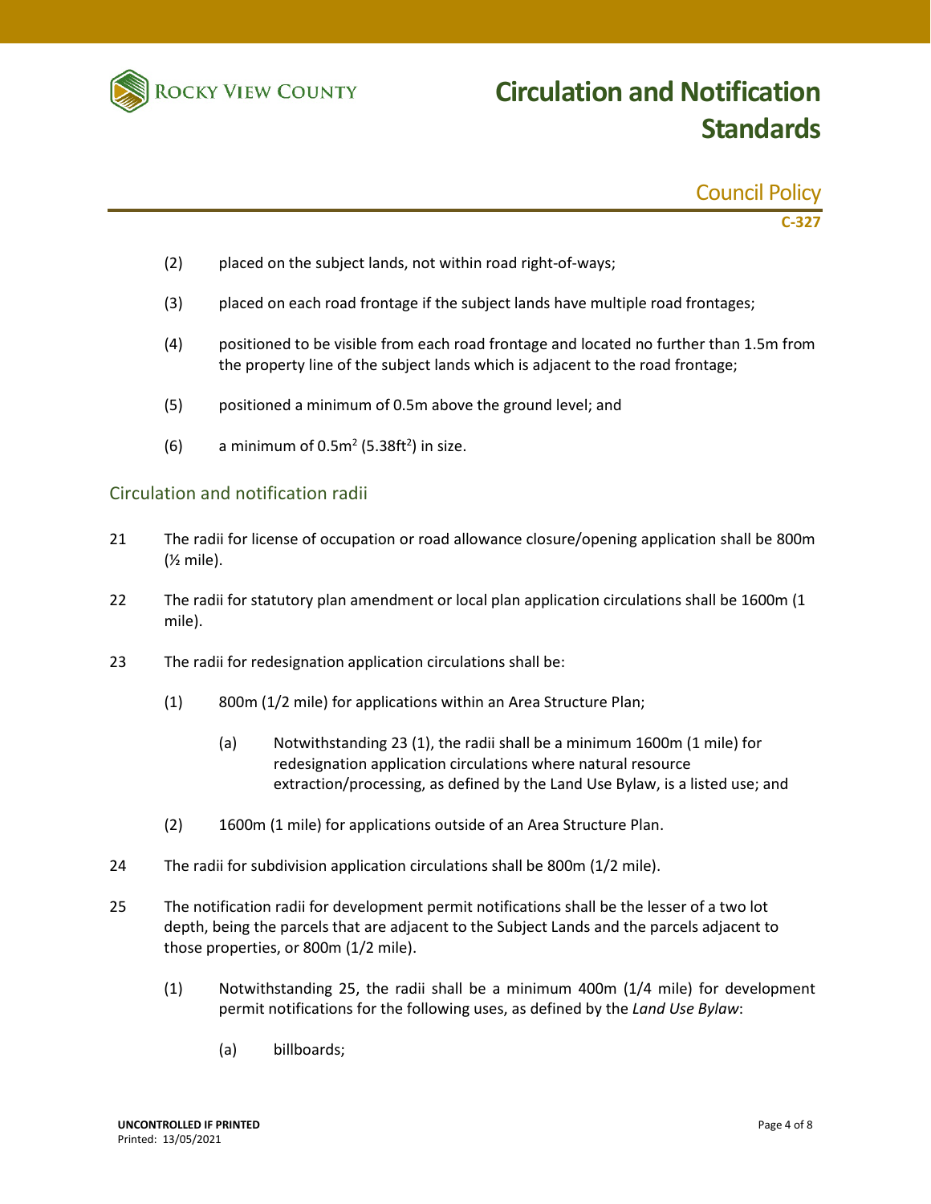(2) placed on the subject lands, not within road right-of-ways;

(3) placed on each road frontage if the subject lands have multiple road frontages;

(4) positioned to be visible from each road frontage and located no further than 1.5m from the property line of the subject lands which is adjacent to the road frontage;

(5) positioned a minimum of 0.5m above the ground level; and

(6) a minimum of $0.5m^2$ ($5.38ft^2$) in size.

## Circulation and notification radii

21 The radii for license of occupation or road allowance closure/opening application shall be 800m (½ mile).

22 The radii for statutory plan amendment or local plan application circulations shall be 1600m (1 mile).

23 The radii for redesignation application circulations shall be:

(1) 800m (1/2 mile) for applications within an Area Structure Plan;

(a) Notwithstanding 23 (1), the radii shall be a minimum 1600m (1 mile) for redesignation application circulations where natural resource extraction/processing, as defined by the Land Use Bylaw, is a listed use; and

(2) 1600m (1 mile) for applications outside of an Area Structure Plan.

24 The radii for subdivision application circulations shall be 800m (1/2 mile).

25 The notification radii for development permit notifications shall be the lesser of a two lot depth, being the parcels that are adjacent to the Subject Lands and the parcels adjacent to those properties, or 800m (1/2 mile).

(1) Notwithstanding 25, the radii shall be a minimum 400m (1/4 mile) for development permit notifications for the following uses, as defined by the *Land Use Bylaw*:

(a) billboards;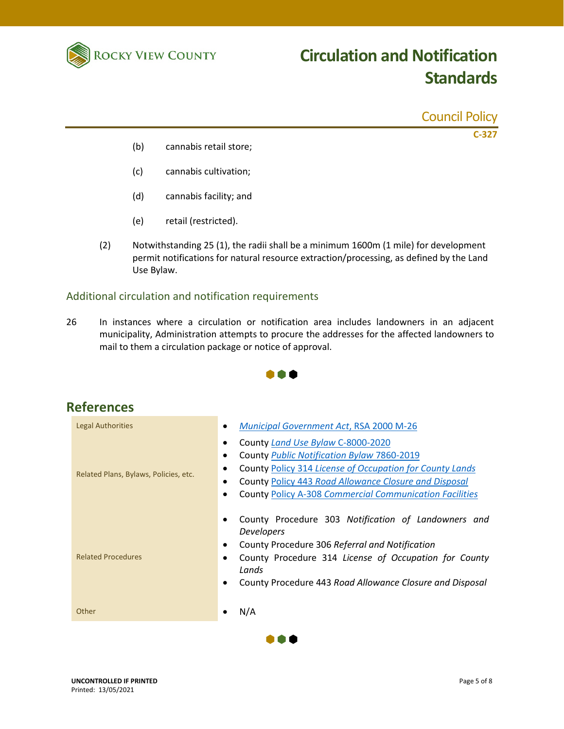(b) cannabis retail store;

(c) cannabis cultivation;

(d) cannabis facility; and

(e) retail (restricted).

(2) Notwithstanding 25 (1), the radii shall be a minimum 1600m (1 mile) for development permit notifications for natural resource extraction/processing, as defined by the Land Use Bylaw.

## Additional circulation and notification requirements

26 In instances where a circulation or notification area includes landowners in an adjacent municipality, Administration attempts to procure the addresses for the affected landowners to mail to them a circulation package or notice of approval.

# References

| | |
|---|---|
| Legal Authorities | • *Municipal Government Act*, RSA 2000 M-26 |
| Related Plans, Bylaws, Policies, etc. | • County *Land Use Bylaw* C-8000-2020<br>• County *Public Notification Bylaw* 7860-2019<br>• County Policy 314 *License of Occupation for County Lands*<br>• County Policy 443 *Road Allowance Closure and Disposal*<br>• County Policy A-308 *Commercial Communication Facilities* |
| Related Procedures | • County Procedure 303 *Notification of Landowners and Developers*<br>• County Procedure 306 *Referral and Notification*<br>• County Procedure 314 *License of Occupation for County Lands*<br>• County Procedure 443 *Road Allowance Closure and Disposal* |
| Other | • N/A |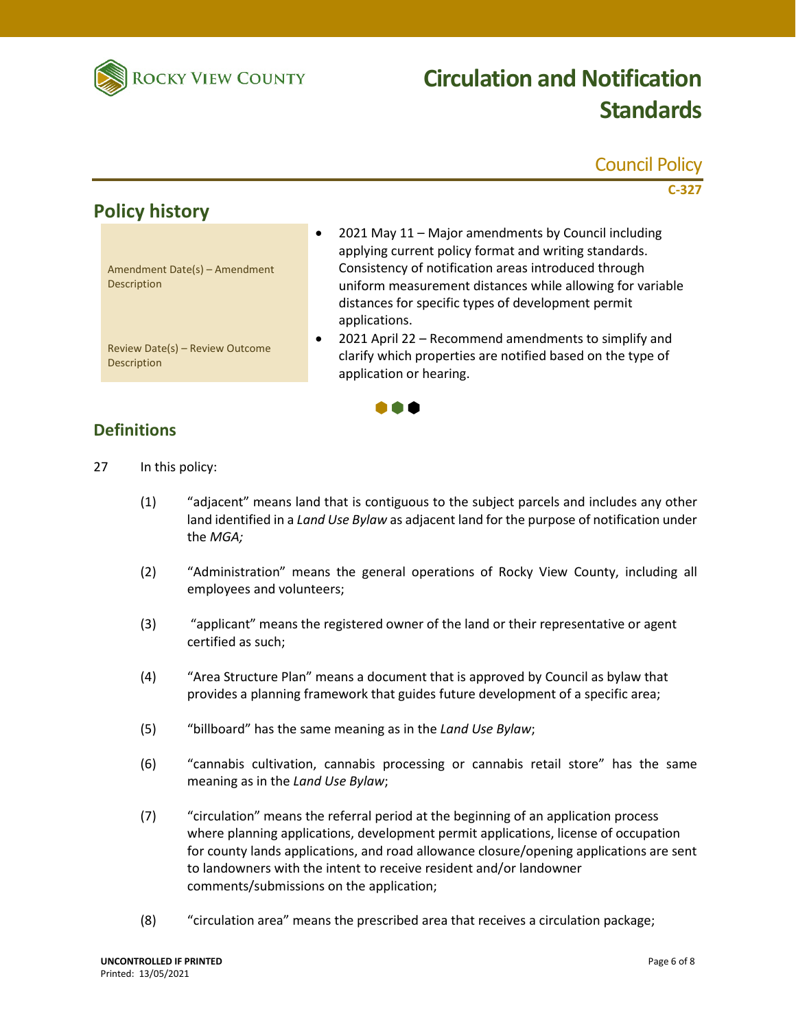# Circulation and Notification Standards

Council Policy

C-327

## Policy history

| | |
|---|---|
| Amendment Date(s) – Amendment Description | • 2021 May 11 – Major amendments by Council including applying current policy format and writing standards. Consistency of notification areas introduced through uniform measurement distances while allowing for variable distances for specific types of development permit applications. |
| Review Date(s) – Review Outcome Description | • 2021 April 22 – Recommend amendments to simplify and clarify which properties are notified based on the type of application or hearing. |

## Definitions

27 In this policy:

(1) "adjacent" means land that is contiguous to the subject parcels and includes any other land identified in a *Land Use Bylaw* as adjacent land for the purpose of notification under the *MGA;*

(2) "Administration" means the general operations of Rocky View County, including all employees and volunteers;

(3) "applicant" means the registered owner of the land or their representative or agent certified as such;

(4) "Area Structure Plan" means a document that is approved by Council as bylaw that provides a planning framework that guides future development of a specific area;

(5) "billboard" has the same meaning as in the *Land Use Bylaw*;

(6) "cannabis cultivation, cannabis processing or cannabis retail store" has the same meaning as in the *Land Use Bylaw*;

(7) "circulation" means the referral period at the beginning of an application process where planning applications, development permit applications, license of occupation for county lands applications, and road allowance closure/opening applications are sent to landowners with the intent to receive resident and/or landowner comments/submissions on the application;

(8) "circulation area" means the prescribed area that receives a circulation package;

UNCONTROLLED IF PRINTED
Printed: 13/05/2021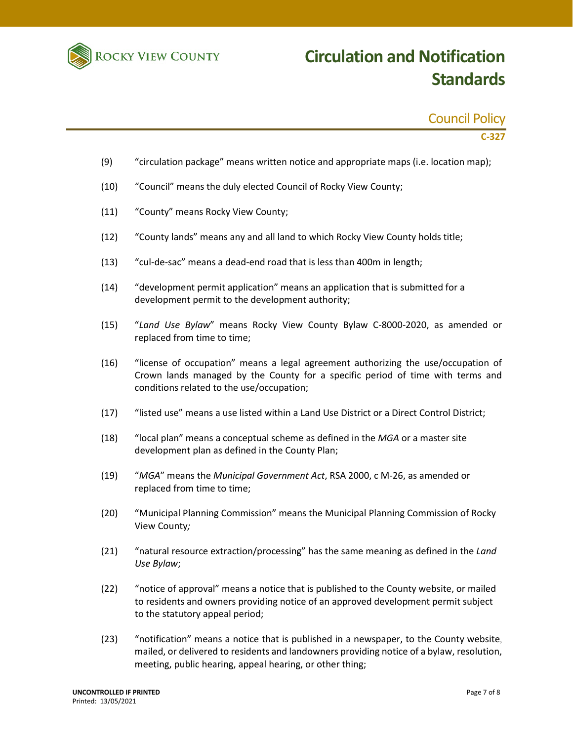(9) "circulation package" means written notice and appropriate maps (i.e. location map);

(10) "Council" means the duly elected Council of Rocky View County;

(11) "County" means Rocky View County;

(12) "County lands" means any and all land to which Rocky View County holds title;

(13) "cul-de-sac" means a dead-end road that is less than 400m in length;

(14) "development permit application" means an application that is submitted for a development permit to the development authority;

(15) "*Land Use Bylaw*" means Rocky View County Bylaw C-8000-2020, as amended or replaced from time to time;

(16) "license of occupation" means a legal agreement authorizing the use/occupation of Crown lands managed by the County for a specific period of time with terms and conditions related to the use/occupation;

(17) "listed use" means a use listed within a Land Use District or a Direct Control District;

(18) "local plan" means a conceptual scheme as defined in the *MGA* or a master site development plan as defined in the County Plan;

(19) "*MGA*" means the *Municipal Government Act*, RSA 2000, c M-26, as amended or replaced from time to time;

(20) "Municipal Planning Commission" means the Municipal Planning Commission of Rocky View County;

(21) "natural resource extraction/processing" has the same meaning as defined in the *Land Use Bylaw*;

(22) "notice of approval" means a notice that is published to the County website, or mailed to residents and owners providing notice of an approved development permit subject to the statutory appeal period;

(23) "notification" means a notice that is published in a newspaper, to the County website, mailed, or delivered to residents and landowners providing notice of a bylaw, resolution, meeting, public hearing, appeal hearing, or other thing;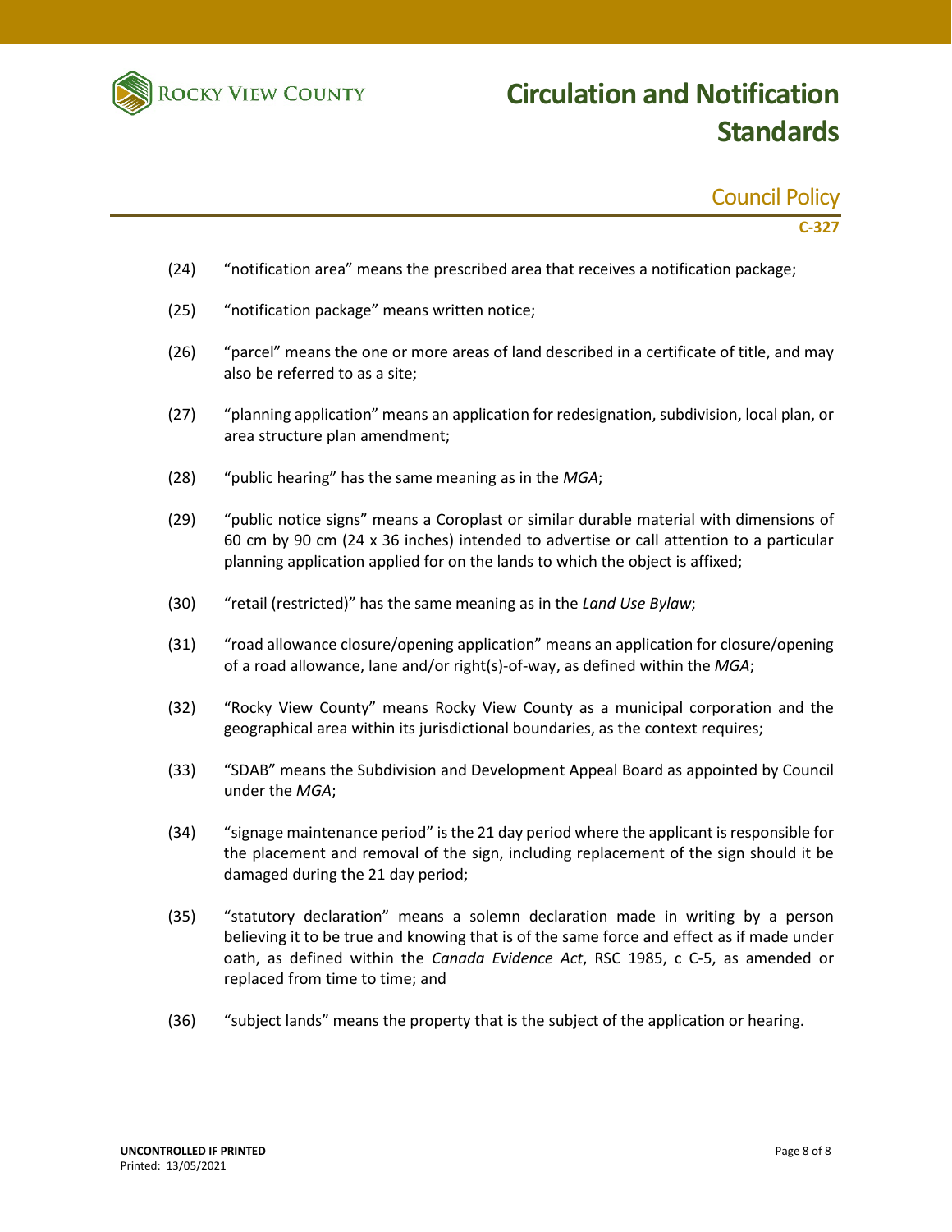(24) "notification area" means the prescribed area that receives a notification package;

(25) "notification package" means written notice;

(26) "parcel" means the one or more areas of land described in a certificate of title, and may also be referred to as a site;

(27) "planning application" means an application for redesignation, subdivision, local plan, or area structure plan amendment;

(28) "public hearing" has the same meaning as in the *MGA*;

(29) "public notice signs" means a Coroplast or similar durable material with dimensions of 60 cm by 90 cm (24 x 36 inches) intended to advertise or call attention to a particular planning application applied for on the lands to which the object is affixed;

(30) "retail (restricted)" has the same meaning as in the *Land Use Bylaw*;

(31) "road allowance closure/opening application" means an application for closure/opening of a road allowance, lane and/or right(s)-of-way, as defined within the *MGA*;

(32) "Rocky View County" means Rocky View County as a municipal corporation and the geographical area within its jurisdictional boundaries, as the context requires;

(33) "SDAB" means the Subdivision and Development Appeal Board as appointed by Council under the *MGA*;

(34) "signage maintenance period" is the 21 day period where the applicant is responsible for the placement and removal of the sign, including replacement of the sign should it be damaged during the 21 day period;

(35) "statutory declaration" means a solemn declaration made in writing by a person believing it to be true and knowing that is of the same force and effect as if made under oath, as defined within the *Canada Evidence Act*, RSC 1985, c C-5, as amended or replaced from time to time; and

(36) "subject lands" means the property that is the subject of the application or hearing.